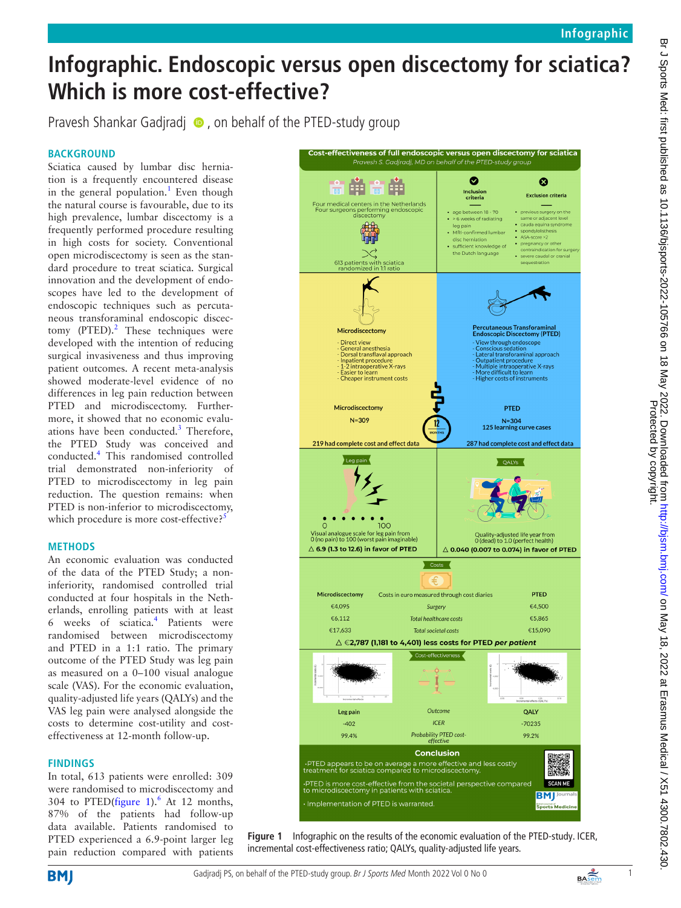# Infographic. Endoscopic versus open discectomy for sciatica? Which is more cost-effective?

Pravesh Shankar Gadjradj, on behalf of the PTED-study group

## BACKGROUND

Sciatica caused by lumbar disc herniation is a frequently encountered disease in the general population.[1] Even though the natural course is favourable, due to its high prevalence, lumbar discectomy is a frequently performed procedure resulting in high costs for society. Conventional open microdiscectomy is seen as the standard procedure to treat sciatica. Surgical innovation and the development of endoscopes have led to the development of endoscopic techniques such as percutaneous transforaminal endoscopic discectomy (PTED).[2] These techniques were developed with the intention of reducing surgical invasiveness and thus improving patient outcomes. A recent meta-analysis showed moderate-level evidence of no differences in leg pain reduction between PTED and microdiscectomy. Furthermore, it showed that no economic evaluations have been conducted.[3] Therefore, the PTED Study was conceived and conducted.[4] This randomised controlled trial demonstrated non-inferiority of PTED to microdiscectomy in leg pain reduction. The question remains: when PTED is non-inferior to microdiscectomy, which procedure is more cost-effective?[5]

## METHODS

An economic evaluation was conducted of the data of the PTED Study; a non-inferiority, randomised controlled trial conducted at four hospitals in the Netherlands, enrolling patients with at least 6 weeks of sciatica.[4] Patients were randomised between microdiscectomy and PTED in a 1:1 ratio. The primary outcome of the PTED Study was leg pain as measured on a 0–100 visual analogue scale (VAS). For the economic evaluation, quality-adjusted life years (QALYs) and the VAS leg pain were analysed alongside the costs to determine cost-utility and cost-effectiveness at 12-month follow-up.

## FINDINGS

In total, 613 patients were enrolled: 309 were randomised to microdiscectomy and 304 to PTED(figure 1).[6] At 12 months, 87% of the patients had follow-up data available. Patients randomised to PTED experienced a 6.9-point larger leg pain reduction compared with patients

**Cost-effectiveness of full endoscopic versus open discectomy for sciatica**

*Pravesh S. Gadjradj, MD on behalf of the PTED-study group*

Four medical centers in the Netherlands
Four surgeons performing endoscopic discectomy

613 patients with sciatica randomized in 1:1 ratio

**Inclusion criteria**
- age between 18 - 70
- > 6 weeks of radiating leg pain
- MRI-confirmed lumbar disc herniation
- sufficient knowledge of the Dutch language

**Exclusion criteria**
- previous surgery on the same or adjacent level
- cauda equina syndrome
- spondylolisthesis
- ASA-score >2
- pregnancy or other contraindication for surgery
- severe caudal or cranial sequestration

**Microdiscectomy**
- Direct view
- General anesthesia
- Dorsal transflaval approach
- Inpatient procedure
- 1-2 intraoperative X-rays
- Easier to learn
- Cheaper instrument costs

**Percutaneous Transforaminal Endoscopic Discectomy (PTED)**
- View through endoscope
- Conscious sedation
- Lateral transforaminal approach
- Outpatient procedure
- Multiple intraoperative X-rays
- More difficult to learn
- Higher costs of instruments

Microdiscectomy N=309 — 219 had complete cost and effect data
12 MONTHS
PTED N=304, 125 learning curve cases — 287 had complete cost and effect data

**Leg pain**: Visual analogue scale for leg pain from 0 (no pain) to 100 (worst pain imaginable)
**△ 6.9 (1.3 to 12.6) in favor of PTED**

**QALYs**: Quality-adjusted life year from 0 (dead) to 1.0 (perfect health)
**△ 0.040 (0.007 to 0.074) in favor of PTED**

**Costs**

| Microdiscectomy | Costs in euro measured through cost diaries | PTED |
|---|---|---|
| €4,095 | *Surgery* | €4,500 |
| €6,112 | *Total healthcare costs* | €5,865 |
| €17,633 | *Total societal costs* | €15,090 |

**△ €2,787 (1,181 to 4,401) less costs for PTED *per patient***

**Cost-effectiveness**

| Leg pain | Outcome | QALY |
|---|---|---|
| -402 | *ICER* | -70235 |
| 99.4% | *Probability PTED cost-effective* | 99.2% |

**Conclusion**
- PTED appears to be on average a more effective and less costly treatment for sciatica compared to microdiscectomy.
- PTED is more cost-effective from the societal perspective compared to microdiscectomy in patients with sciatica.
- Implementation of PTED is warranted.

Figure 1 Infographic on the results of the economic evaluation of the PTED-study. ICER, incremental cost-effectiveness ratio; QALYs, quality-adjusted life years.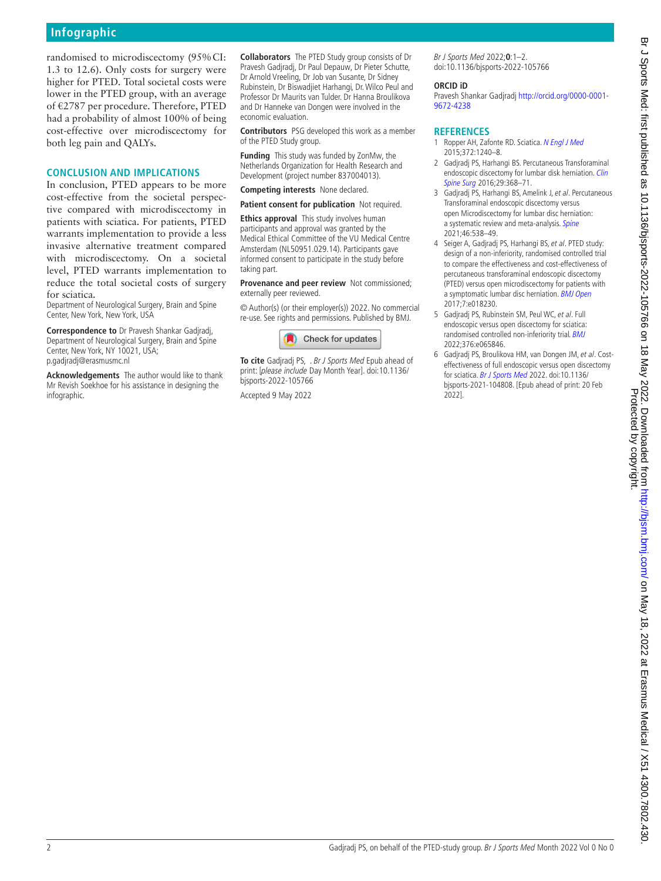randomised to microdiscectomy (95% CI: 1.3 to 12.6). Only costs for surgery were higher for PTED. Total societal costs were lower in the PTED group, with an average of €2787 per procedure. Therefore, PTED had a probability of almost 100% of being cost-effective over microdiscectomy for both leg pain and QALYs.

## CONCLUSION AND IMPLICATIONS

In conclusion, PTED appears to be more cost-effective from the societal perspective compared with microdiscectomy in patients with sciatica. For patients, PTED warrants implementation to provide a less invasive alternative treatment compared with microdiscectomy. On a societal level, PTED warrants implementation to reduce the total societal costs of surgery for sciatica.

Department of Neurological Surgery, Brain and Spine Center, New York, New York, USA

**Correspondence to** Dr Pravesh Shankar Gadjradj, Department of Neurological Surgery, Brain and Spine Center, New York, NY 10021, USA; p.gadjradj@erasmusmc.nl

**Acknowledgements** The author would like to thank Mr Revish Soekhoe for his assistance in designing the infographic.

**Collaborators** The PTED Study group consists of Dr Pravesh Gadjradj, Dr Paul Depauw, Dr Pieter Schutte, Dr Arnold Vreeling, Dr Job van Susante, Dr Sidney Rubinstein, Dr Biswadjiet Harhangi, Dr. Wilco Peul and Professor Dr Maurits van Tulder. Dr Hanna Broulikova and Dr Hanneke van Dongen were involved in the economic evaluation.

**Contributors** PSG developed this work as a member of the PTED Study group.

**Funding** This study was funded by ZonMw, the Netherlands Organization for Health Research and Development (project number 837004013).

**Competing interests** None declared.

**Patient consent for publication** Not required.

**Ethics approval** This study involves human participants and approval was granted by the Medical Ethical Committee of the VU Medical Centre Amsterdam (NL50951.029.14). Participants gave informed consent to participate in the study before taking part.

**Provenance and peer review** Not commissioned; externally peer reviewed.

© Author(s) (or their employer(s)) 2022. No commercial re-use. See rights and permissions. Published by BMJ.

Check for updates

**To cite** Gadjradj PS, . *Br J Sports Med* Epub ahead of print: [*please include* Day Month Year]. doi:10.1136/bjsports-2022-105766

Accepted 9 May 2022

*Br J Sports Med* 2022;**0**:1–2.
doi:10.1136/bjsports-2022-105766

**ORCID iD**

Pravesh Shankar Gadjradj http://orcid.org/0000-0001-9672-4238

## REFERENCES

1. Ropper AH, Zafonte RD. Sciatica. *N Engl J Med* 2015;372:1240–8.
2. Gadjradj PS, Harhangi BS. Percutaneous Transforaminal endoscopic discectomy for lumbar disk herniation. *Clin Spine Surg* 2016;29:368–71.
3. Gadjradj PS, Harhangi BS, Amelink J, *et al*. Percutaneous Transforaminal endoscopic discectomy versus open Microdiscectomy for lumbar disc herniation: a systematic review and meta-analysis. *Spine* 2021;46:538–49.
4. Seiger A, Gadjradj PS, Harhangi BS, *et al*. PTED study: design of a non-inferiority, randomised controlled trial to compare the effectiveness and cost-effectiveness of percutaneous transforaminal endoscopic discectomy (PTED) versus open microdiscectomy for patients with a symptomatic lumbar disc herniation. *BMJ Open* 2017;7:e018230.
5. Gadjradj PS, Rubinstein SM, Peul WC, *et al*. Full endoscopic versus open discectomy for sciatica: randomised controlled non-inferiority trial. *BMJ* 2022;376:e065846.
6. Gadjradj PS, Broulikova HM, van Dongen JM, *et al*. Cost-effectiveness of full endoscopic versus open discectomy for sciatica. *Br J Sports Med* 2022. doi:10.1136/bjsports-2021-104808. [Epub ahead of print: 20 Feb 2022].